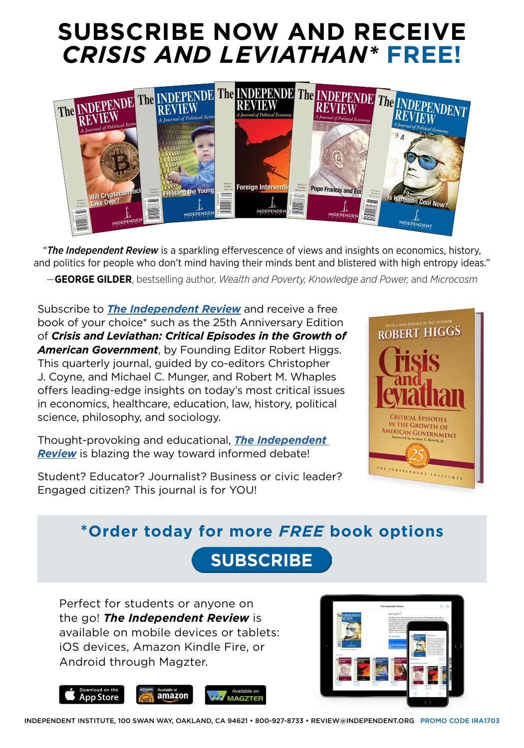# SUBSCRIBE NOW AND RECEIVE *CRISIS AND LEVIATHAN** FREE!

"***The Independent Review*** is a sparkling effervescence of views and insights on economics, history, and politics for people who don't mind having their minds bent and blistered with high entropy ideas."

—**GEORGE GILDER**, bestselling author, *Wealth and Poverty, Knowledge and Power,* and *Microcosm*

Subscribe to ***The Independent Review*** and receive a free book of your choice* such as the 25th Anniversary Edition of ***Crisis and Leviathan: Critical Episodes in the Growth of American Government***, by Founding Editor Robert Higgs. This quarterly journal, guided by co-editors Christopher J. Coyne, and Michael C. Munger, and Robert M. Whaples offers leading-edge insights on today's most critical issues in economics, healthcare, education, law, history, political science, philosophy, and sociology.

Thought-provoking and educational, ***The Independent Review*** is blazing the way toward informed debate!

Student? Educator? Journalist? Business or civic leader? Engaged citizen? This journal is for YOU!

## *Order today for more *FREE* book options

**SUBSCRIBE**

Perfect for students or anyone on the go! ***The Independent Review*** is available on mobile devices or tablets: iOS devices, Amazon Kindle Fire, or Android through Magzter.

INDEPENDENT INSTITUTE, 100 SWAN WAY, OAKLAND, CA 94621 • 800-927-8733 • REVIEW@INDEPENDENT.ORG PROMO CODE IRA1703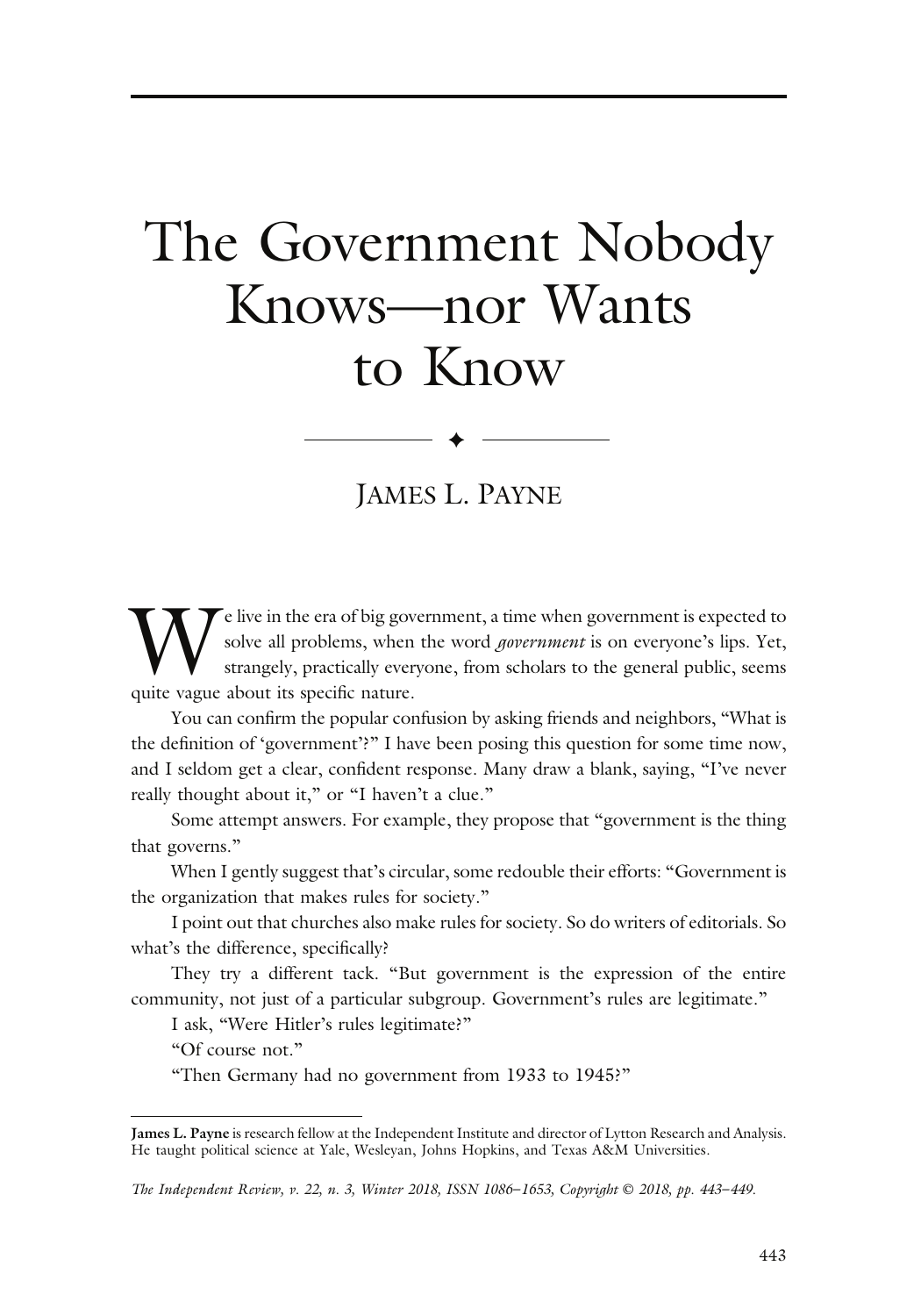# The Government Nobody Knows—nor Wants to Know

## James L. Payne

We live in the era of big government, a time when government is expected to solve all problems, when the word *government* is on everyone's lips. Yet, strangely, practically everyone, from scholars to the general public, seems quite vague about its specific nature.

You can confirm the popular confusion by asking friends and neighbors, "What is the definition of 'government'?" I have been posing this question for some time now, and I seldom get a clear, confident response. Many draw a blank, saying, "I've never really thought about it," or "I haven't a clue."

Some attempt answers. For example, they propose that "government is the thing that governs."

When I gently suggest that's circular, some redouble their efforts: "Government is the organization that makes rules for society."

I point out that churches also make rules for society. So do writers of editorials. So what's the difference, specifically?

They try a different tack. "But government is the expression of the entire community, not just of a particular subgroup. Government's rules are legitimate."

I ask, "Were Hitler's rules legitimate?"

"Of course not."

"Then Germany had no government from 1933 to 1945?"

---

**James L. Payne** is research fellow at the Independent Institute and director of Lytton Research and Analysis. He taught political science at Yale, Wesleyan, Johns Hopkins, and Texas A&M Universities.

*The Independent Review, v. 22, n. 3, Winter 2018, ISSN 1086–1653, Copyright © 2018, pp. 443–449.*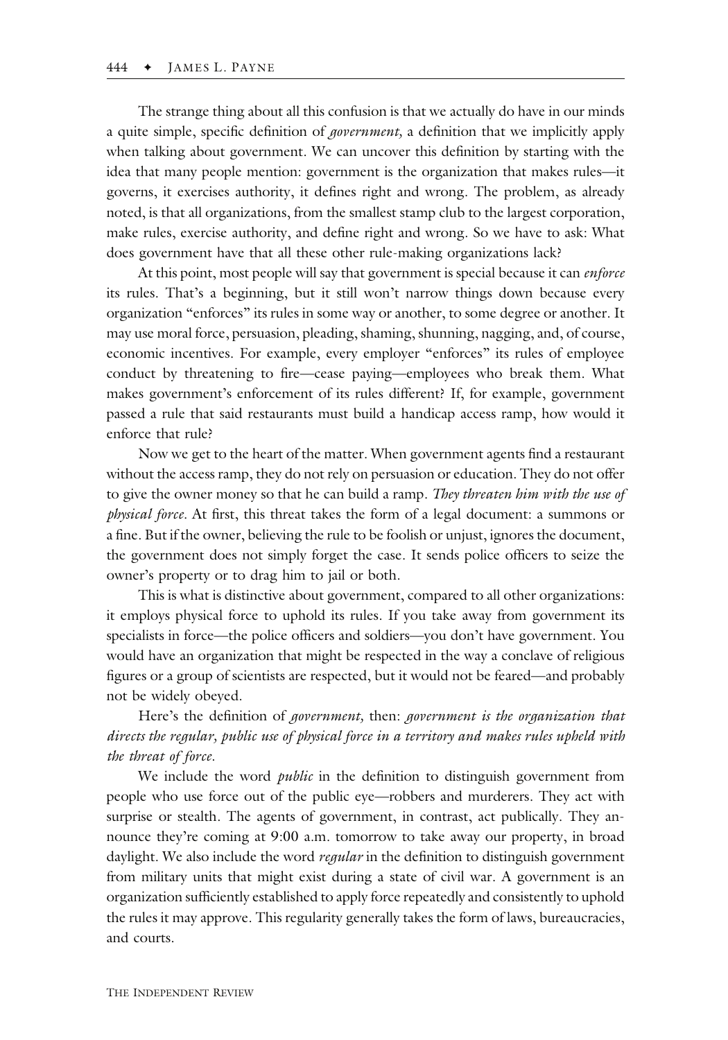The strange thing about all this confusion is that we actually do have in our minds a quite simple, specific definition of *government,* a definition that we implicitly apply when talking about government. We can uncover this definition by starting with the idea that many people mention: government is the organization that makes rules—it governs, it exercises authority, it defines right and wrong. The problem, as already noted, is that all organizations, from the smallest stamp club to the largest corporation, make rules, exercise authority, and define right and wrong. So we have to ask: What does government have that all these other rule-making organizations lack?

At this point, most people will say that government is special because it can *enforce* its rules. That's a beginning, but it still won't narrow things down because every organization "enforces" its rules in some way or another, to some degree or another. It may use moral force, persuasion, pleading, shaming, shunning, nagging, and, of course, economic incentives. For example, every employer "enforces" its rules of employee conduct by threatening to fire—cease paying—employees who break them. What makes government's enforcement of its rules different? If, for example, government passed a rule that said restaurants must build a handicap access ramp, how would it enforce that rule?

Now we get to the heart of the matter. When government agents find a restaurant without the access ramp, they do not rely on persuasion or education. They do not offer to give the owner money so that he can build a ramp. *They threaten him with the use of physical force.* At first, this threat takes the form of a legal document: a summons or a fine. But if the owner, believing the rule to be foolish or unjust, ignores the document, the government does not simply forget the case. It sends police officers to seize the owner's property or to drag him to jail or both.

This is what is distinctive about government, compared to all other organizations: it employs physical force to uphold its rules. If you take away from government its specialists in force—the police officers and soldiers—you don't have government. You would have an organization that might be respected in the way a conclave of religious figures or a group of scientists are respected, but it would not be feared—and probably not be widely obeyed.

Here's the definition of *government,* then: *government is the organization that directs the regular, public use of physical force in a territory and makes rules upheld with the threat of force.*

We include the word *public* in the definition to distinguish government from people who use force out of the public eye—robbers and murderers. They act with surprise or stealth. The agents of government, in contrast, act publically. They announce they're coming at 9:00 a.m. tomorrow to take away our property, in broad daylight. We also include the word *regular* in the definition to distinguish government from military units that might exist during a state of civil war. A government is an organization sufficiently established to apply force repeatedly and consistently to uphold the rules it may approve. This regularity generally takes the form of laws, bureaucracies, and courts.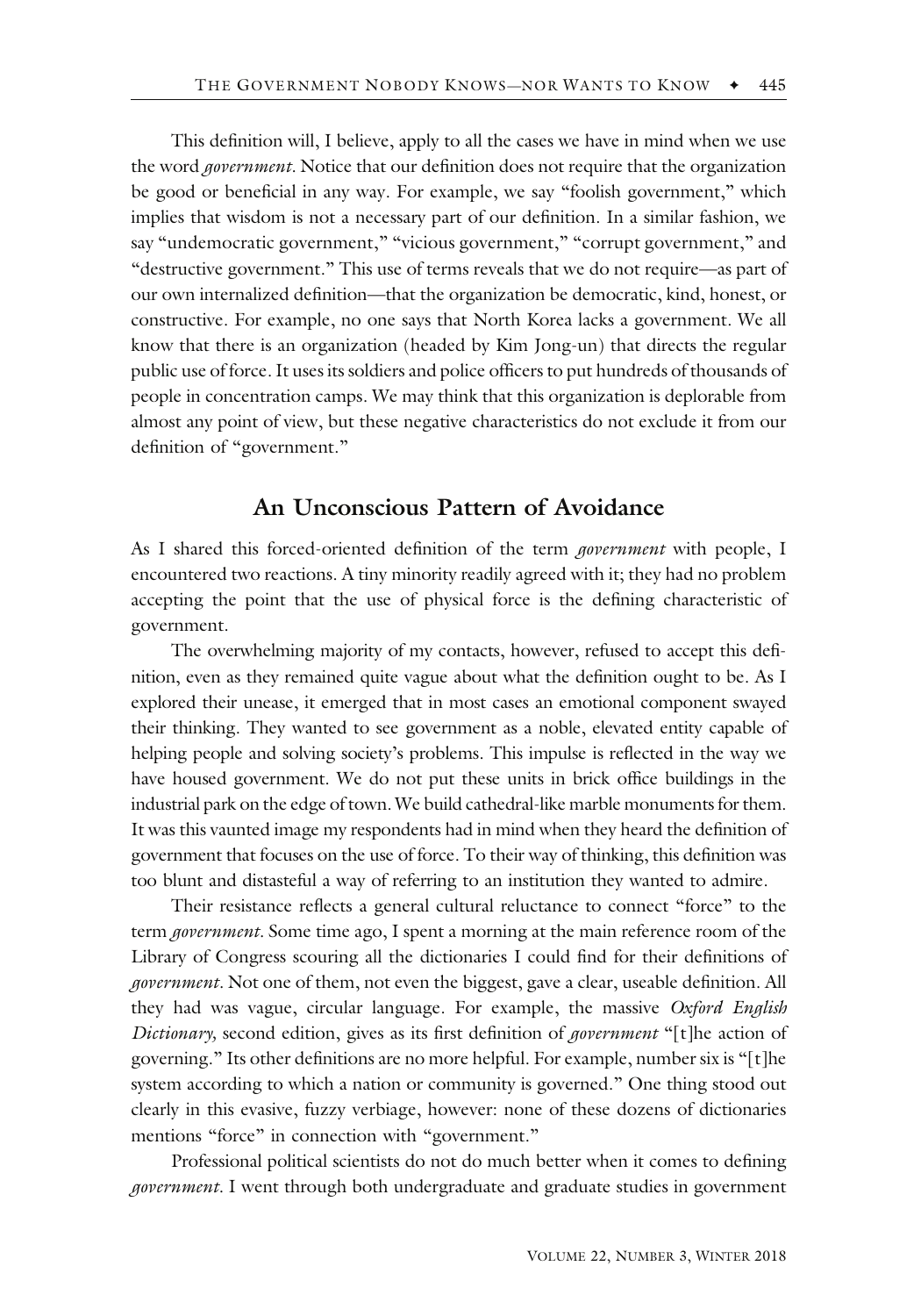This definition will, I believe, apply to all the cases we have in mind when we use the word *government*. Notice that our definition does not require that the organization be good or beneficial in any way. For example, we say "foolish government," which implies that wisdom is not a necessary part of our definition. In a similar fashion, we say "undemocratic government," "vicious government," "corrupt government," and "destructive government." This use of terms reveals that we do not require—as part of our own internalized definition—that the organization be democratic, kind, honest, or constructive. For example, no one says that North Korea lacks a government. We all know that there is an organization (headed by Kim Jong-un) that directs the regular public use of force. It uses its soldiers and police officers to put hundreds of thousands of people in concentration camps. We may think that this organization is deplorable from almost any point of view, but these negative characteristics do not exclude it from our definition of "government."

## An Unconscious Pattern of Avoidance

As I shared this forced-oriented definition of the term *government* with people, I encountered two reactions. A tiny minority readily agreed with it; they had no problem accepting the point that the use of physical force is the defining characteristic of government.

The overwhelming majority of my contacts, however, refused to accept this definition, even as they remained quite vague about what the definition ought to be. As I explored their unease, it emerged that in most cases an emotional component swayed their thinking. They wanted to see government as a noble, elevated entity capable of helping people and solving society's problems. This impulse is reflected in the way we have housed government. We do not put these units in brick office buildings in the industrial park on the edge of town. We build cathedral-like marble monuments for them. It was this vaunted image my respondents had in mind when they heard the definition of government that focuses on the use of force. To their way of thinking, this definition was too blunt and distasteful a way of referring to an institution they wanted to admire.

Their resistance reflects a general cultural reluctance to connect "force" to the term *government*. Some time ago, I spent a morning at the main reference room of the Library of Congress scouring all the dictionaries I could find for their definitions of *government*. Not one of them, not even the biggest, gave a clear, useable definition. All they had was vague, circular language. For example, the massive *Oxford English Dictionary,* second edition, gives as its first definition of *government* "[t]he action of governing." Its other definitions are no more helpful. For example, number six is "[t]he system according to which a nation or community is governed." One thing stood out clearly in this evasive, fuzzy verbiage, however: none of these dozens of dictionaries mentions "force" in connection with "government."

Professional political scientists do not do much better when it comes to defining *government*. I went through both undergraduate and graduate studies in government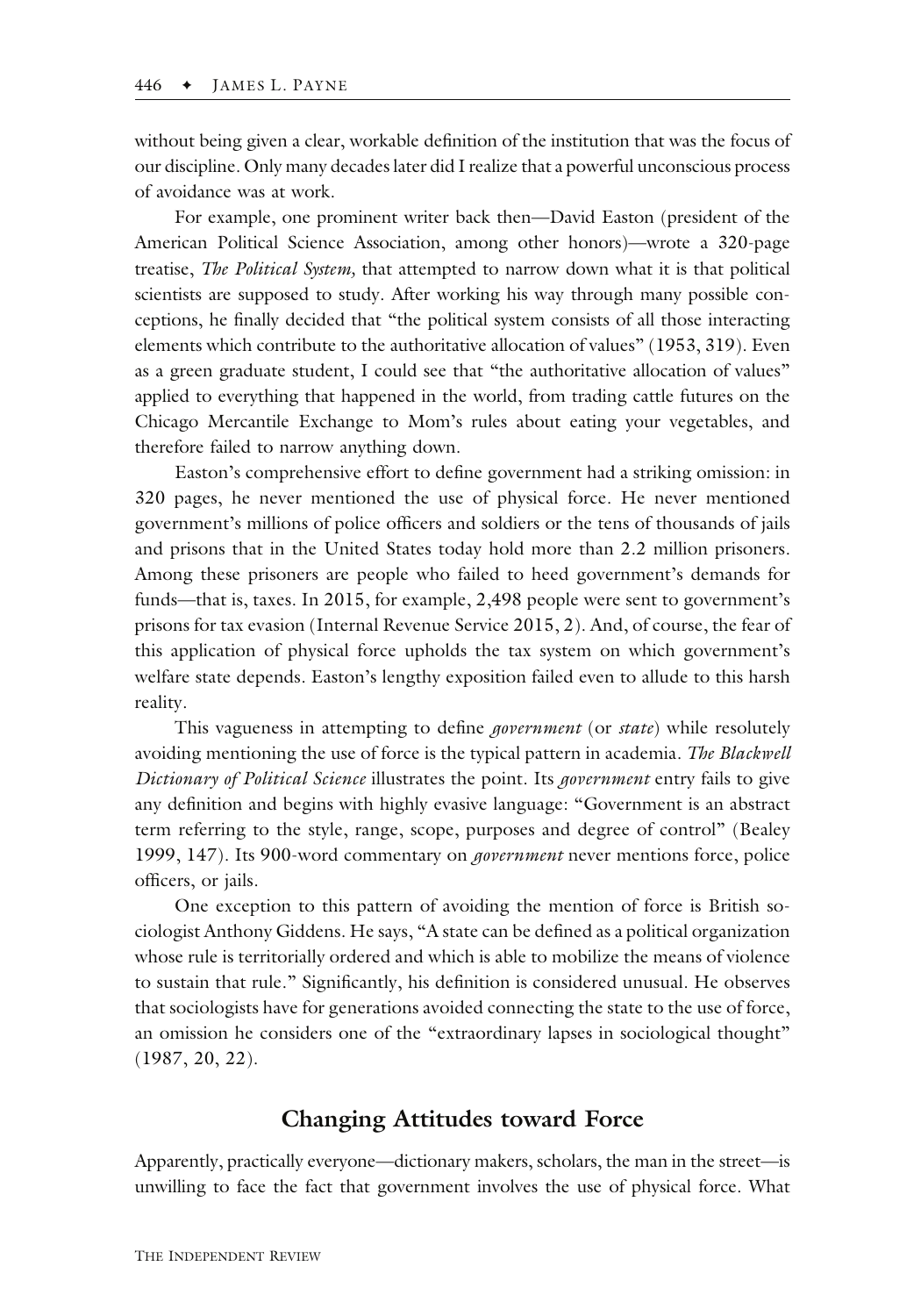without being given a clear, workable definition of the institution that was the focus of our discipline. Only many decades later did I realize that a powerful unconscious process of avoidance was at work.

For example, one prominent writer back then—David Easton (president of the American Political Science Association, among other honors)—wrote a 320-page treatise, *The Political System,* that attempted to narrow down what it is that political scientists are supposed to study. After working his way through many possible conceptions, he finally decided that "the political system consists of all those interacting elements which contribute to the authoritative allocation of values" (1953, 319). Even as a green graduate student, I could see that "the authoritative allocation of values" applied to everything that happened in the world, from trading cattle futures on the Chicago Mercantile Exchange to Mom's rules about eating your vegetables, and therefore failed to narrow anything down.

Easton's comprehensive effort to define government had a striking omission: in 320 pages, he never mentioned the use of physical force. He never mentioned government's millions of police officers and soldiers or the tens of thousands of jails and prisons that in the United States today hold more than 2.2 million prisoners. Among these prisoners are people who failed to heed government's demands for funds—that is, taxes. In 2015, for example, 2,498 people were sent to government's prisons for tax evasion (Internal Revenue Service 2015, 2). And, of course, the fear of this application of physical force upholds the tax system on which government's welfare state depends. Easton's lengthy exposition failed even to allude to this harsh reality.

This vagueness in attempting to define *government* (or *state*) while resolutely avoiding mentioning the use of force is the typical pattern in academia. *The Blackwell Dictionary of Political Science* illustrates the point. Its *government* entry fails to give any definition and begins with highly evasive language: "Government is an abstract term referring to the style, range, scope, purposes and degree of control" (Bealey 1999, 147). Its 900-word commentary on *government* never mentions force, police officers, or jails.

One exception to this pattern of avoiding the mention of force is British sociologist Anthony Giddens. He says, "A state can be defined as a political organization whose rule is territorially ordered and which is able to mobilize the means of violence to sustain that rule." Significantly, his definition is considered unusual. He observes that sociologists have for generations avoided connecting the state to the use of force, an omission he considers one of the "extraordinary lapses in sociological thought" (1987, 20, 22).

## Changing Attitudes toward Force

Apparently, practically everyone—dictionary makers, scholars, the man in the street—is unwilling to face the fact that government involves the use of physical force. What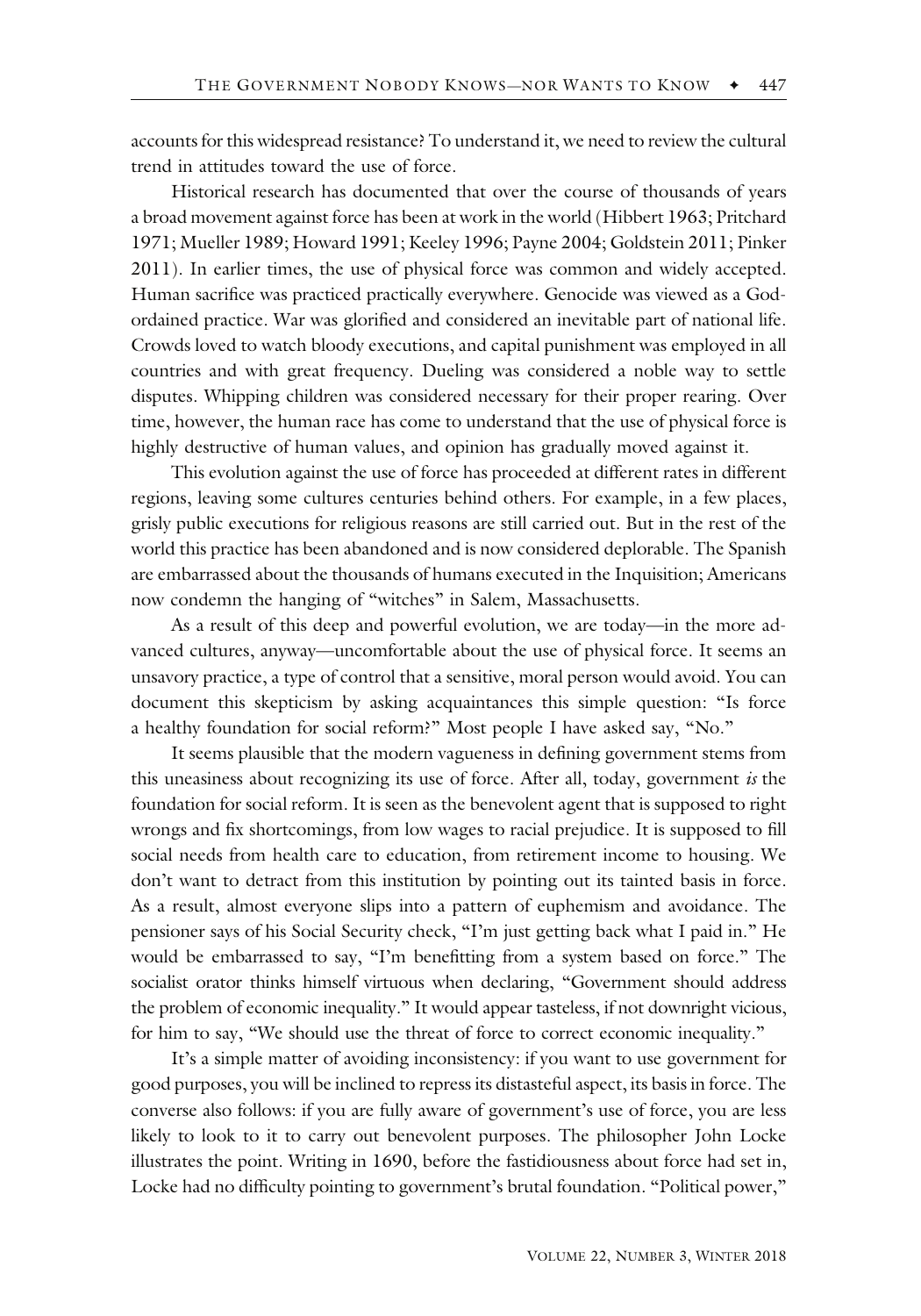accounts for this widespread resistance? To understand it, we need to review the cultural trend in attitudes toward the use of force.

Historical research has documented that over the course of thousands of years a broad movement against force has been at work in the world (Hibbert 1963; Pritchard 1971; Mueller 1989; Howard 1991; Keeley 1996; Payne 2004; Goldstein 2011; Pinker 2011). In earlier times, the use of physical force was common and widely accepted. Human sacrifice was practiced practically everywhere. Genocide was viewed as a God-ordained practice. War was glorified and considered an inevitable part of national life. Crowds loved to watch bloody executions, and capital punishment was employed in all countries and with great frequency. Dueling was considered a noble way to settle disputes. Whipping children was considered necessary for their proper rearing. Over time, however, the human race has come to understand that the use of physical force is highly destructive of human values, and opinion has gradually moved against it.

This evolution against the use of force has proceeded at different rates in different regions, leaving some cultures centuries behind others. For example, in a few places, grisly public executions for religious reasons are still carried out. But in the rest of the world this practice has been abandoned and is now considered deplorable. The Spanish are embarrassed about the thousands of humans executed in the Inquisition; Americans now condemn the hanging of "witches" in Salem, Massachusetts.

As a result of this deep and powerful evolution, we are today—in the more advanced cultures, anyway—uncomfortable about the use of physical force. It seems an unsavory practice, a type of control that a sensitive, moral person would avoid. You can document this skepticism by asking acquaintances this simple question: "Is force a healthy foundation for social reform?" Most people I have asked say, "No."

It seems plausible that the modern vagueness in defining government stems from this uneasiness about recognizing its use of force. After all, today, government *is* the foundation for social reform. It is seen as the benevolent agent that is supposed to right wrongs and fix shortcomings, from low wages to racial prejudice. It is supposed to fill social needs from health care to education, from retirement income to housing. We don't want to detract from this institution by pointing out its tainted basis in force. As a result, almost everyone slips into a pattern of euphemism and avoidance. The pensioner says of his Social Security check, "I'm just getting back what I paid in." He would be embarrassed to say, "I'm benefitting from a system based on force." The socialist orator thinks himself virtuous when declaring, "Government should address the problem of economic inequality." It would appear tasteless, if not downright vicious, for him to say, "We should use the threat of force to correct economic inequality."

It's a simple matter of avoiding inconsistency: if you want to use government for good purposes, you will be inclined to repress its distasteful aspect, its basis in force. The converse also follows: if you are fully aware of government's use of force, you are less likely to look to it to carry out benevolent purposes. The philosopher John Locke illustrates the point. Writing in 1690, before the fastidiousness about force had set in, Locke had no difficulty pointing to government's brutal foundation. "Political power,"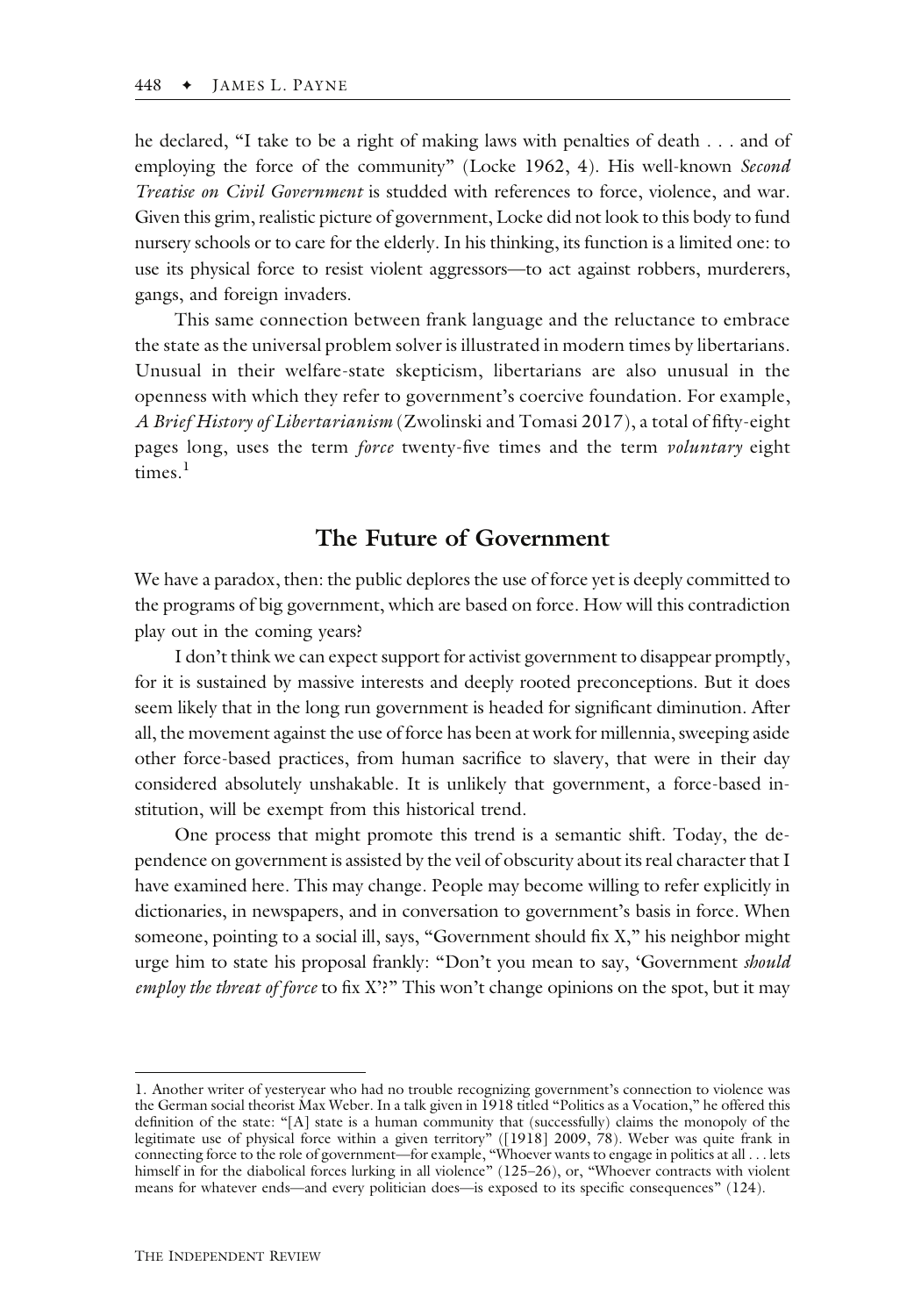he declared, "I take to be a right of making laws with penalties of death . . . and of employing the force of the community" (Locke 1962, 4). His well-known *Second Treatise on Civil Government* is studded with references to force, violence, and war. Given this grim, realistic picture of government, Locke did not look to this body to fund nursery schools or to care for the elderly. In his thinking, its function is a limited one: to use its physical force to resist violent aggressors—to act against robbers, murderers, gangs, and foreign invaders.

This same connection between frank language and the reluctance to embrace the state as the universal problem solver is illustrated in modern times by libertarians. Unusual in their welfare-state skepticism, libertarians are also unusual in the openness with which they refer to government's coercive foundation. For example, *A Brief History of Libertarianism* (Zwolinski and Tomasi 2017), a total of fifty-eight pages long, uses the term *force* twenty-five times and the term *voluntary* eight times.[1]

## The Future of Government

We have a paradox, then: the public deplores the use of force yet is deeply committed to the programs of big government, which are based on force. How will this contradiction play out in the coming years?

I don't think we can expect support for activist government to disappear promptly, for it is sustained by massive interests and deeply rooted preconceptions. But it does seem likely that in the long run government is headed for significant diminution. After all, the movement against the use of force has been at work for millennia, sweeping aside other force-based practices, from human sacrifice to slavery, that were in their day considered absolutely unshakable. It is unlikely that government, a force-based institution, will be exempt from this historical trend.

One process that might promote this trend is a semantic shift. Today, the dependence on government is assisted by the veil of obscurity about its real character that I have examined here. This may change. People may become willing to refer explicitly in dictionaries, in newspapers, and in conversation to government's basis in force. When someone, pointing to a social ill, says, "Government should fix X," his neighbor might urge him to state his proposal frankly: "Don't you mean to say, 'Government *should employ the threat of force* to fix X'?" This won't change opinions on the spot, but it may

---

1. Another writer of yesteryear who had no trouble recognizing government's connection to violence was the German social theorist Max Weber. In a talk given in 1918 titled "Politics as a Vocation," he offered this definition of the state: "[A] state is a human community that (successfully) claims the monopoly of the legitimate use of physical force within a given territory" ([1918] 2009, 78). Weber was quite frank in connecting force to the role of government—for example, "Whoever wants to engage in politics at all . . . lets himself in for the diabolical forces lurking in all violence" (125–26), or, "Whoever contracts with violent means for whatever ends—and every politician does—is exposed to its specific consequences" (124).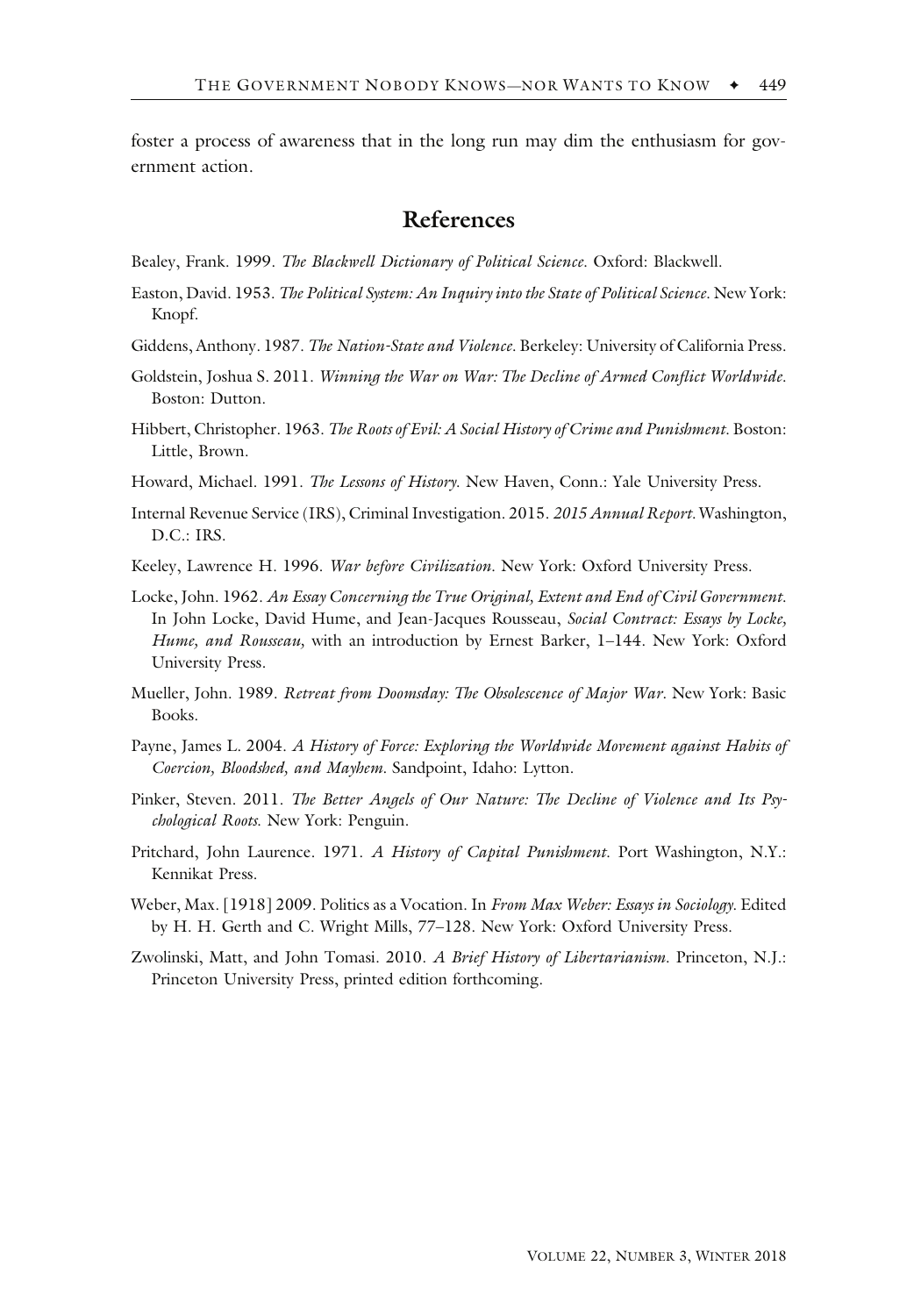foster a process of awareness that in the long run may dim the enthusiasm for government action.

## References

Bealey, Frank. 1999. *The Blackwell Dictionary of Political Science*. Oxford: Blackwell.

Easton, David. 1953. *The Political System: An Inquiry into the State of Political Science*. New York: Knopf.

Giddens, Anthony. 1987. *The Nation-State and Violence*. Berkeley: University of California Press.

Goldstein, Joshua S. 2011. *Winning the War on War: The Decline of Armed Conflict Worldwide*. Boston: Dutton.

Hibbert, Christopher. 1963. *The Roots of Evil: A Social History of Crime and Punishment*. Boston: Little, Brown.

Howard, Michael. 1991. *The Lessons of History*. New Haven, Conn.: Yale University Press.

Internal Revenue Service (IRS), Criminal Investigation. 2015. *2015 Annual Report*. Washington, D.C.: IRS.

Keeley, Lawrence H. 1996. *War before Civilization*. New York: Oxford University Press.

Locke, John. 1962. *An Essay Concerning the True Original, Extent and End of Civil Government*. In John Locke, David Hume, and Jean-Jacques Rousseau, *Social Contract: Essays by Locke, Hume, and Rousseau*, with an introduction by Ernest Barker, 1–144. New York: Oxford University Press.

Mueller, John. 1989. *Retreat from Doomsday: The Obsolescence of Major War*. New York: Basic Books.

Payne, James L. 2004. *A History of Force: Exploring the Worldwide Movement against Habits of Coercion, Bloodshed, and Mayhem*. Sandpoint, Idaho: Lytton.

Pinker, Steven. 2011. *The Better Angels of Our Nature: The Decline of Violence and Its Psychological Roots*. New York: Penguin.

Pritchard, John Laurence. 1971. *A History of Capital Punishment*. Port Washington, N.Y.: Kennikat Press.

Weber, Max. [1918] 2009. Politics as a Vocation. In *From Max Weber: Essays in Sociology*. Edited by H. H. Gerth and C. Wright Mills, 77–128. New York: Oxford University Press.

Zwolinski, Matt, and John Tomasi. 2010. *A Brief History of Libertarianism*. Princeton, N.J.: Princeton University Press, printed edition forthcoming.